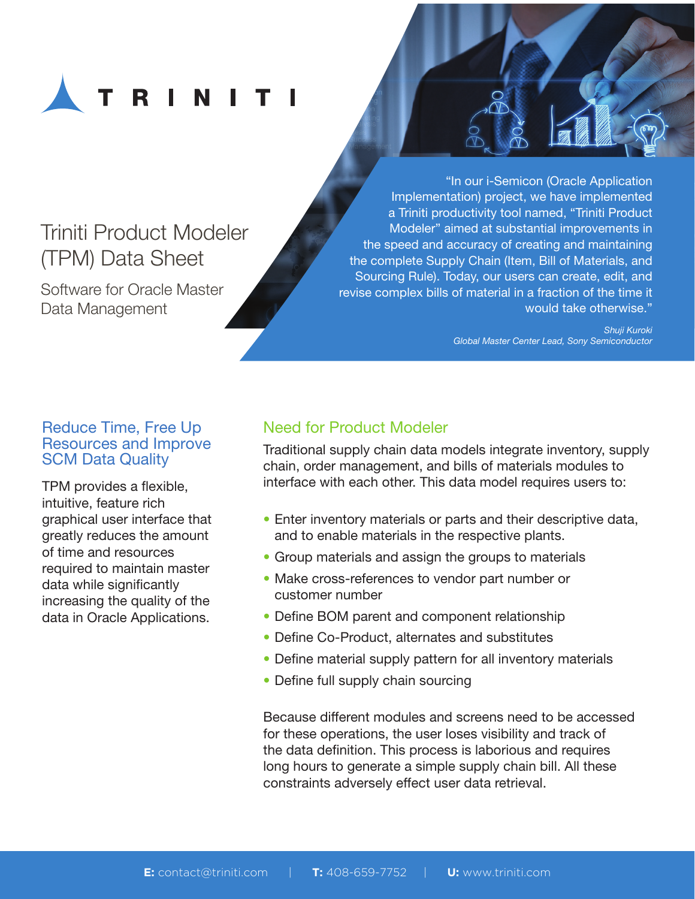TRINITI

# Triniti Product Modeler (TPM) Data Sheet

Software for Oracle Master Data Management

"In our i-Semicon (Oracle Application Implementation) project, we have implemented a Triniti productivity tool named, "Triniti Product Modeler" aimed at substantial improvements in the speed and accuracy of creating and maintaining the complete Supply Chain (Item, Bill of Materials, and Sourcing Rule). Today, our users can create, edit, and revise complex bills of material in a fraction of the time it would take otherwise."

*Shuji Kuroki*
*Global Master Center Lead, Sony Semiconductor*

## Reduce Time, Free Up Resources and Improve SCM Data Quality

TPM provides a flexible, intuitive, feature rich graphical user interface that greatly reduces the amount of time and resources required to maintain master data while significantly increasing the quality of the data in Oracle Applications.

## Need for Product Modeler

Traditional supply chain data models integrate inventory, supply chain, order management, and bills of materials modules to interface with each other. This data model requires users to:

- Enter inventory materials or parts and their descriptive data, and to enable materials in the respective plants.
- Group materials and assign the groups to materials
- Make cross-references to vendor part number or customer number
- Define BOM parent and component relationship
- Define Co-Product, alternates and substitutes
- Define material supply pattern for all inventory materials
- Define full supply chain sourcing

Because different modules and screens need to be accessed for these operations, the user loses visibility and track of the data definition. This process is laborious and requires long hours to generate a simple supply chain bill. All these constraints adversely effect user data retrieval.

**E:** contact@triniti.com | **T:** 408-659-7752 | **U:** www.triniti.com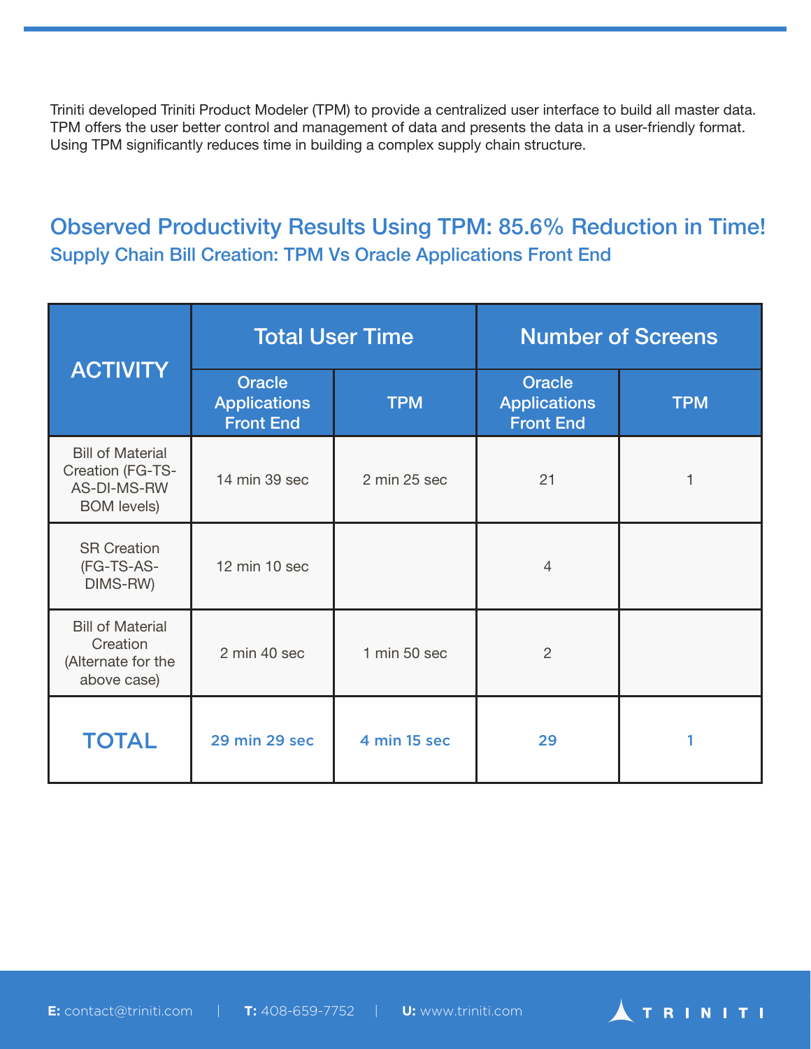Triniti developed Triniti Product Modeler (TPM) to provide a centralized user interface to build all master data. TPM offers the user better control and management of data and presents the data in a user-friendly format. Using TPM significantly reduces time in building a complex supply chain structure.

## Observed Productivity Results Using TPM: 85.6% Reduction in Time!

### Supply Chain Bill Creation: TPM Vs Oracle Applications Front End

| ACTIVITY | Total User Time | | Number of Screens | |
|---|---|---|---|---|
| | Oracle Applications Front End | TPM | Oracle Applications Front End | TPM |
| Bill of Material Creation (FG-TS-AS-DI-MS-RW BOM levels) | 14 min 39 sec | 2 min 25 sec | 21 | 1 |
| SR Creation (FG-TS-AS-DIMS-RW) | 12 min 10 sec | | 4 | |
| Bill of Material Creation (Alternate for the above case) | 2 min 40 sec | 1 min 50 sec | 2 | |
| **TOTAL** | **29 min 29 sec** | **4 min 15 sec** | **29** | **1** |

**E:** contact@triniti.com | **T:** 408-659-7752 | **U:** www.triniti.com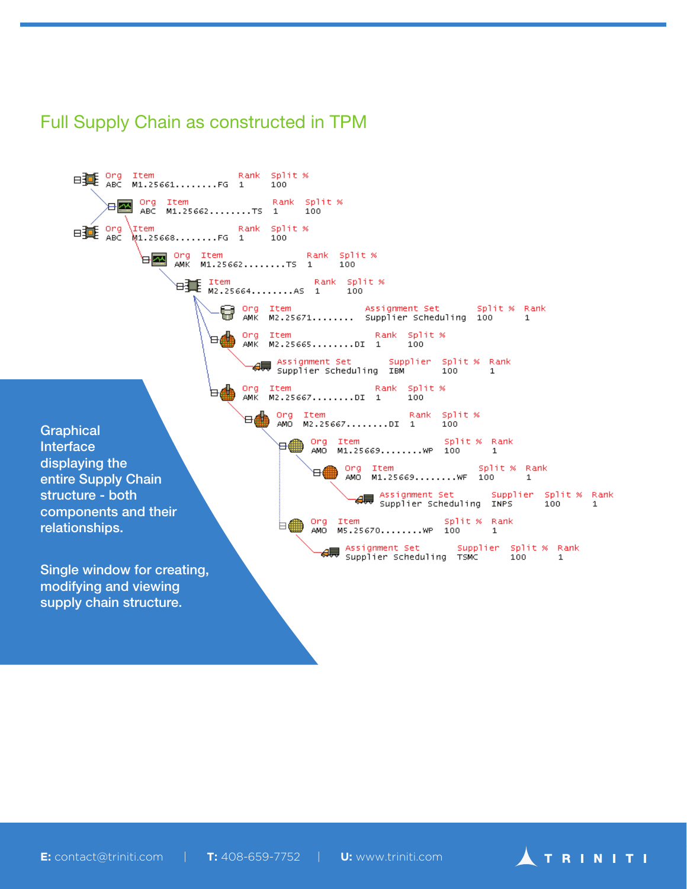## Full Supply Chain as constructed in TPM

```
Org  Item                 Rank  Split %
ABC  M1.25661........FG   1     100
  Org  Item                 Rank  Split %
  ABC  M1.25662........TS   1     100
Org  Item                 Rank  Split %
ABC  M1.25668........FG   1     100
    Org  Item                 Rank  Split %
    AMK  M1.25662........TS   1     100
      Item                 Rank  Split %
      M2.25664........AS   1     100
        Org  Item            Assignment Set        Split %  Rank
        AMK  M2.25671........ Supplier Scheduling  100      1
        Org  Item                 Rank  Split %
        AMK  M2.25665........DI   1     100
          Assignment Set       Supplier  Split %  Rank
          Supplier Scheduling  IBM       100      1
        Org  Item                 Rank  Split %
        AMK  M2.25667........DI   1     100
          Org  Item                 Rank  Split %
          AMO  M2.25667........DI   1     100
            Org  Item                 Split %  Rank
            AMO  M1.25669........WP   100      1
              Org  Item                 Split %  Rank
              AMO  M1.25669........WF   100      1
                Assignment Set       Supplier  Split %  Rank
                Supplier Scheduling  INPS      100      1
            Org  Item                 Split %  Rank
            AMO  M5.25670........WP   100      1
              Assignment Set       Supplier  Split %  Rank
              Supplier Scheduling  TSMC      100      1
```

**Graphical Interface displaying the entire Supply Chain structure - both components and their relationships.**

Single window for creating, modifying and viewing supply chain structure.

**E:** contact@triniti.com | **T:** 408-659-7752 | **U:** www.triniti.com

TRINITI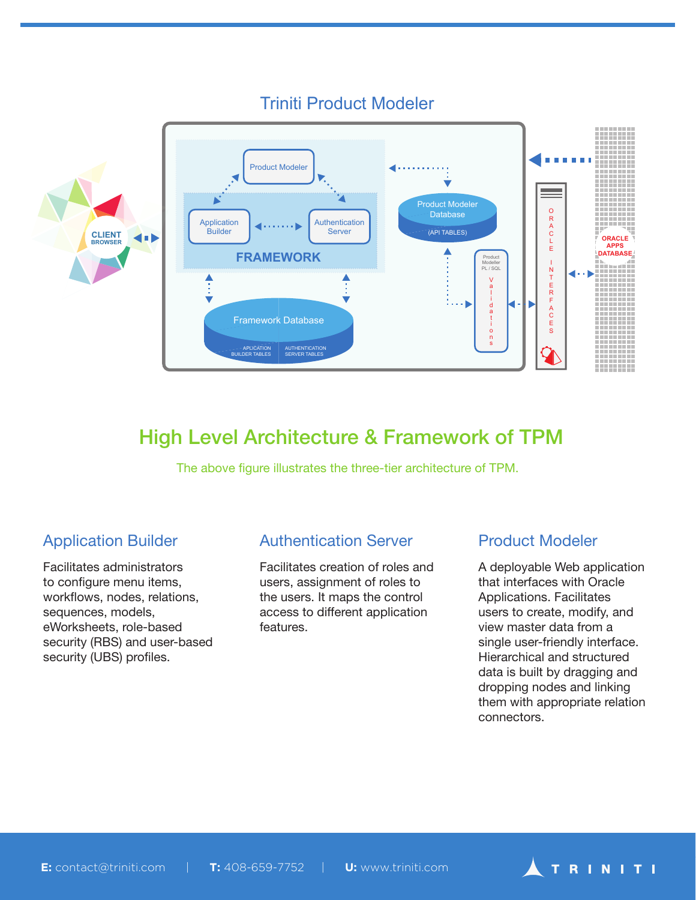## Triniti Product Modeler

## High Level Architecture & Framework of TPM

The above figure illustrates the three-tier architecture of TPM.

### Application Builder

Facilitates administrators to configure menu items, workflows, nodes, relations, sequences, models, eWorksheets, role-based security (RBS) and user-based security (UBS) profiles.

### Authentication Server

Facilitates creation of roles and users, assignment of roles to the users. It maps the control access to different application features.

### Product Modeler

A deployable Web application that interfaces with Oracle Applications. Facilitates users to create, modify, and view master data from a single user-friendly interface. Hierarchical and structured data is built by dragging and dropping nodes and linking them with appropriate relation connectors.

**E:** contact@triniti.com | **T:** 408-659-7752 | **U:** www.triniti.com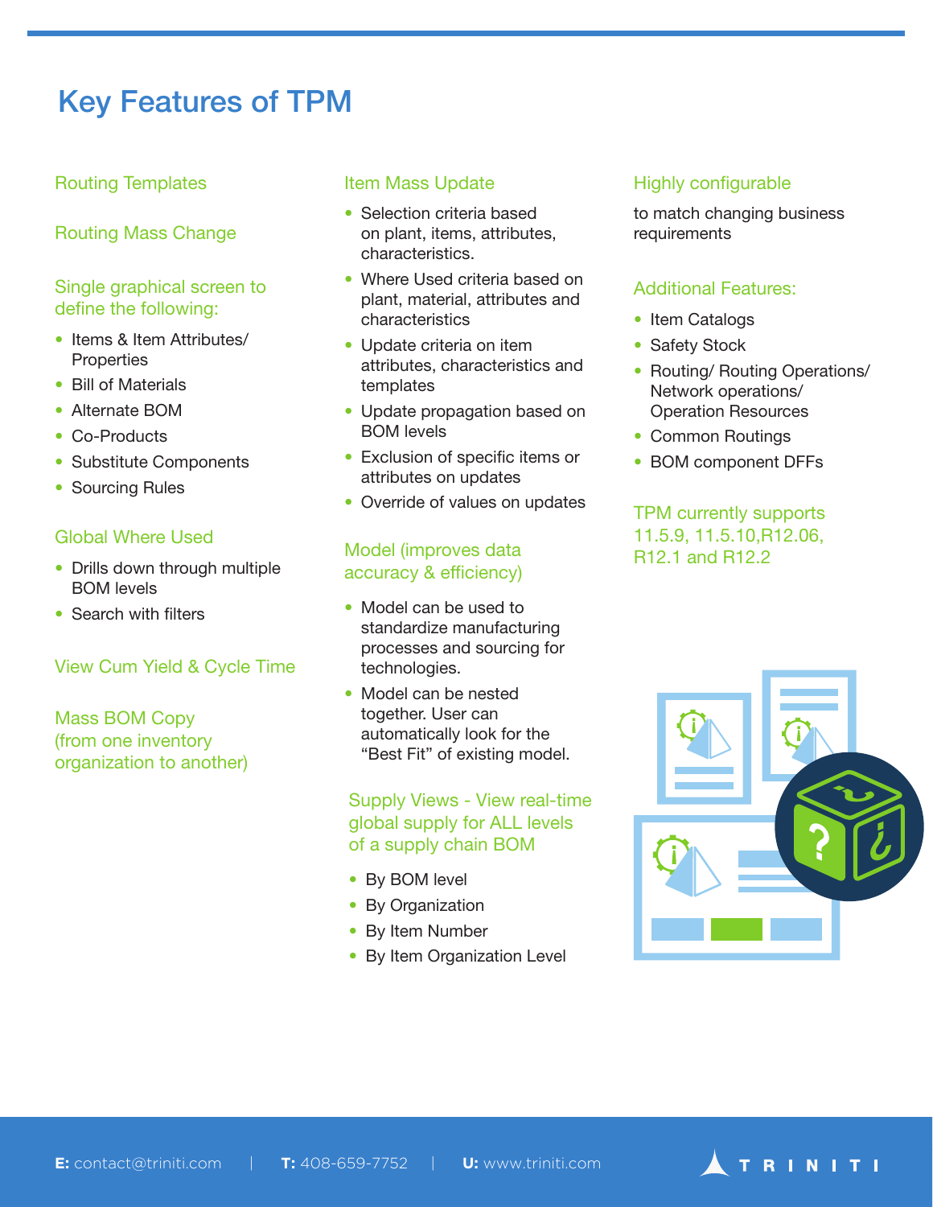# Key Features of TPM

### Routing Templates

### Routing Mass Change

### Single graphical screen to define the following:

- Items & Item Attributes/ Properties
- Bill of Materials
- Alternate BOM
- Co-Products
- Substitute Components
- Sourcing Rules

### Global Where Used

- Drills down through multiple BOM levels
- Search with filters

### View Cum Yield & Cycle Time

### Mass BOM Copy (from one inventory organization to another)

### Item Mass Update

- Selection criteria based on plant, items, attributes, characteristics.
- Where Used criteria based on plant, material, attributes and characteristics
- Update criteria on item attributes, characteristics and templates
- Update propagation based on BOM levels
- Exclusion of specific items or attributes on updates
- Override of values on updates

### Model (improves data accuracy & efficiency)

- Model can be used to standardize manufacturing processes and sourcing for technologies.
- Model can be nested together. User can automatically look for the “Best Fit” of existing model.

### Supply Views - View real-time global supply for ALL levels of a supply chain BOM

- By BOM level
- By Organization
- By Item Number
- By Item Organization Level

### Highly configurable

to match changing business requirements

### Additional Features:

- Item Catalogs
- Safety Stock
- Routing/ Routing Operations/ Network operations/ Operation Resources
- Common Routings
- BOM component DFFs

### TPM currently supports 11.5.9, 11.5.10,R12.06, R12.1 and R12.2

**E:** contact@triniti.com | **T:** 408-659-7752 | **U:** www.triniti.com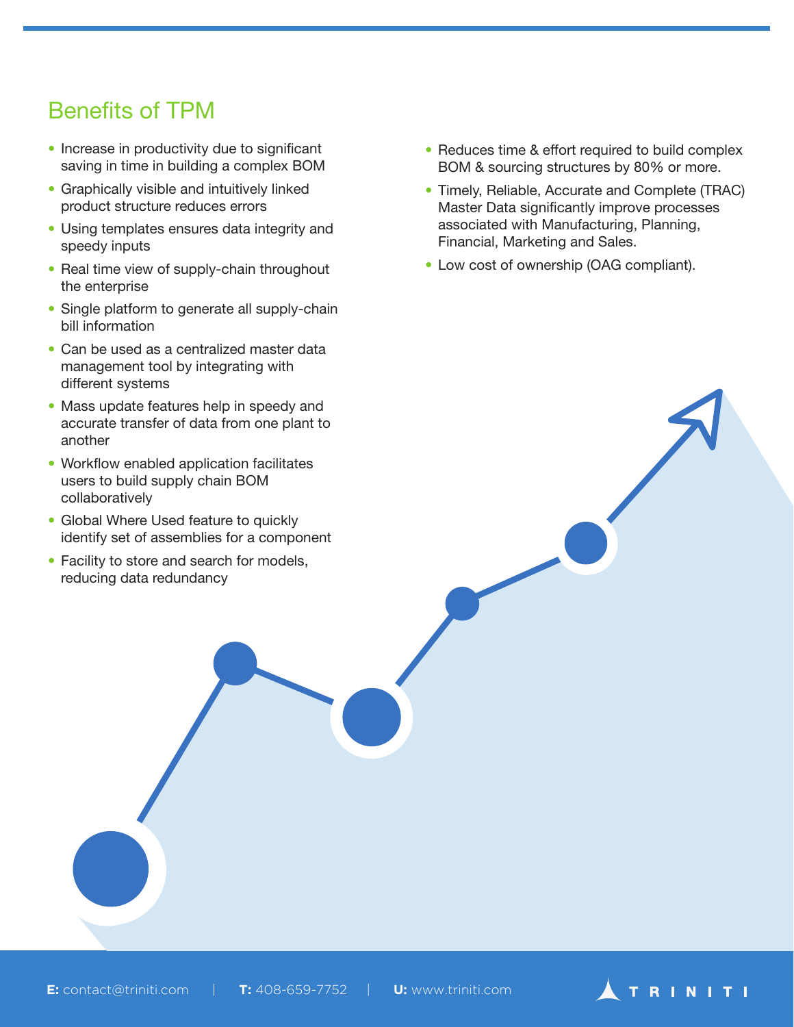## Benefits of TPM

- Increase in productivity due to significant saving in time in building a complex BOM
- Graphically visible and intuitively linked product structure reduces errors
- Using templates ensures data integrity and speedy inputs
- Real time view of supply-chain throughout the enterprise
- Single platform to generate all supply-chain bill information
- Can be used as a centralized master data management tool by integrating with different systems
- Mass update features help in speedy and accurate transfer of data from one plant to another
- Workflow enabled application facilitates users to build supply chain BOM collaboratively
- Global Where Used feature to quickly identify set of assemblies for a component
- Facility to store and search for models, reducing data redundancy
- Reduces time & effort required to build complex BOM & sourcing structures by 80% or more.
- Timely, Reliable, Accurate and Complete (TRAC) Master Data significantly improve processes associated with Manufacturing, Planning, Financial, Marketing and Sales.
- Low cost of ownership (OAG compliant).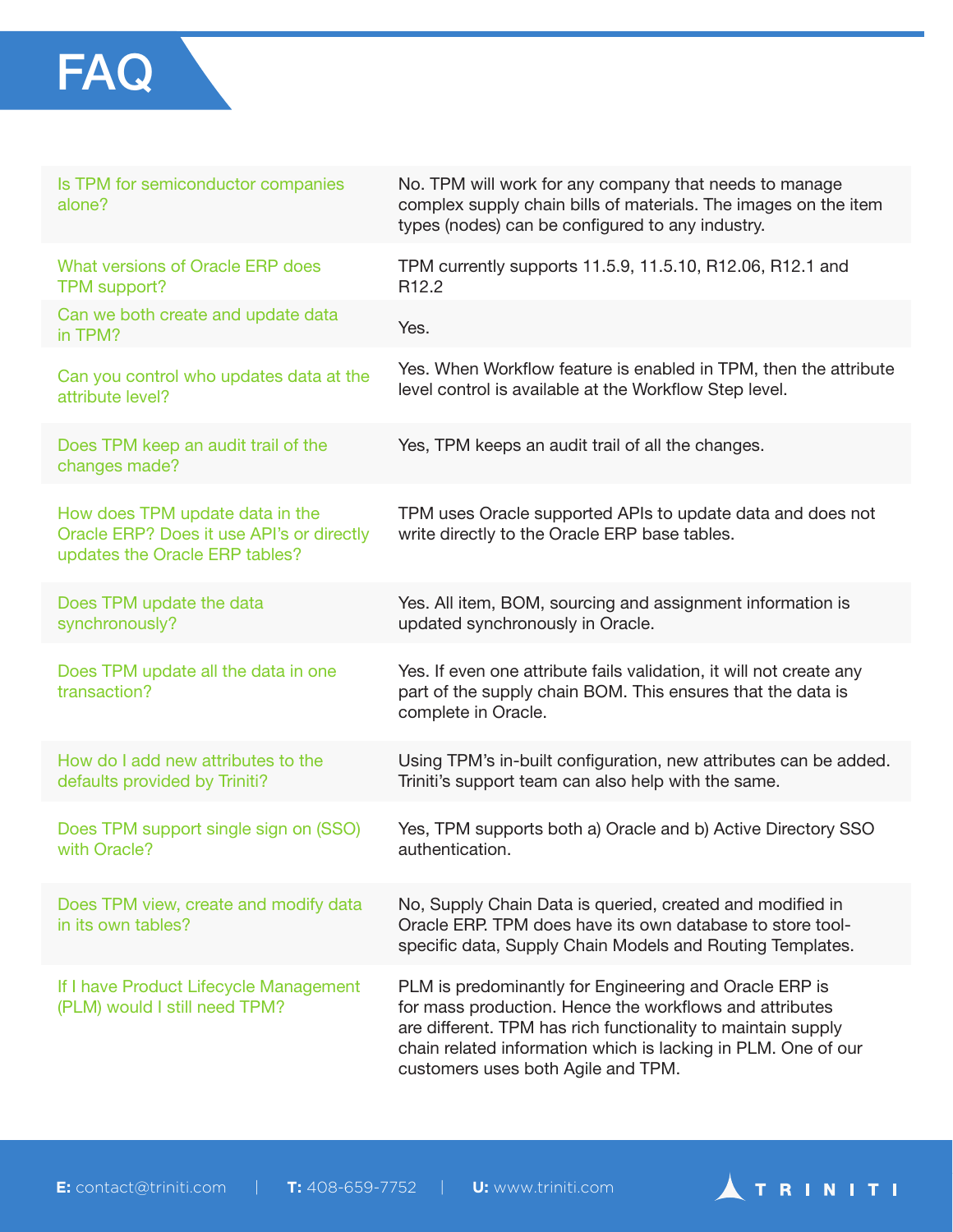# FAQ

| | |
|---|---|
| Is TPM for semiconductor companies alone? | No. TPM will work for any company that needs to manage complex supply chain bills of materials. The images on the item types (nodes) can be configured to any industry. |
| What versions of Oracle ERP does TPM support? | TPM currently supports 11.5.9, 11.5.10, R12.06, R12.1 and R12.2 |
| Can we both create and update data in TPM? | Yes. |
| Can you control who updates data at the attribute level? | Yes. When Workflow feature is enabled in TPM, then the attribute level control is available at the Workflow Step level. |
| Does TPM keep an audit trail of the changes made? | Yes, TPM keeps an audit trail of all the changes. |
| How does TPM update data in the Oracle ERP? Does it use API's or directly updates the Oracle ERP tables? | TPM uses Oracle supported APIs to update data and does not write directly to the Oracle ERP base tables. |
| Does TPM update the data synchronously? | Yes. All item, BOM, sourcing and assignment information is updated synchronously in Oracle. |
| Does TPM update all the data in one transaction? | Yes. If even one attribute fails validation, it will not create any part of the supply chain BOM. This ensures that the data is complete in Oracle. |
| How do I add new attributes to the defaults provided by Triniti? | Using TPM's in-built configuration, new attributes can be added. Triniti's support team can also help with the same. |
| Does TPM support single sign on (SSO) with Oracle? | Yes, TPM supports both a) Oracle and b) Active Directory SSO authentication. |
| Does TPM view, create and modify data in its own tables? | No, Supply Chain Data is queried, created and modified in Oracle ERP. TPM does have its own database to store tool-specific data, Supply Chain Models and Routing Templates. |
| If I have Product Lifecycle Management (PLM) would I still need TPM? | PLM is predominantly for Engineering and Oracle ERP is for mass production. Hence the workflows and attributes are different. TPM has rich functionality to maintain supply chain related information which is lacking in PLM. One of our customers uses both Agile and TPM. |

**E:** contact@triniti.com | **T:** 408-659-7752 | **U:** www.triniti.com

TRINITI